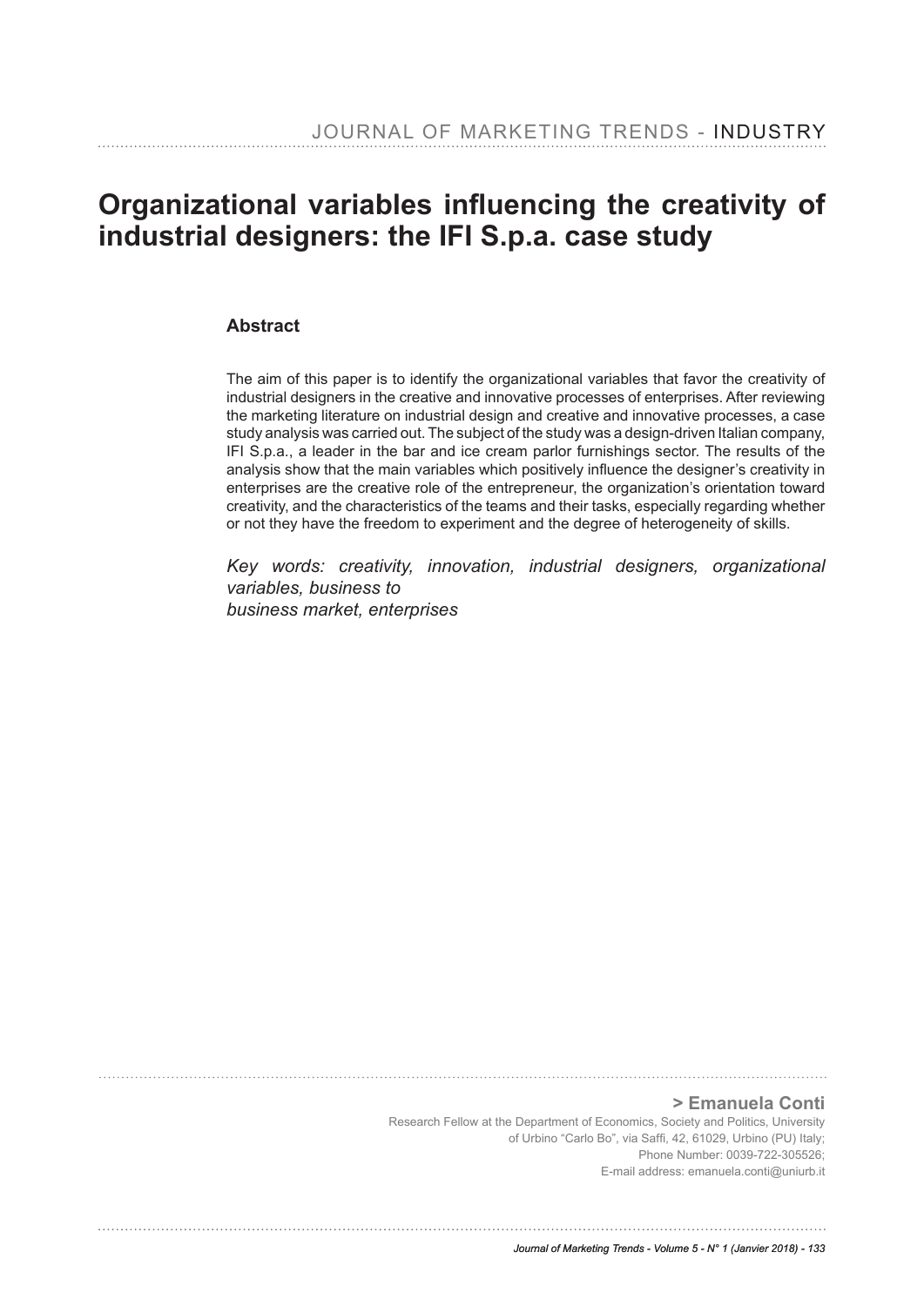# Organizational variables influencing the creativity of industrial designers: the IFI S.p.a. case study

## Abstract

The aim of this paper is to identify the organizational variables that favor the creativity of industrial designers in the creative and innovative processes of enterprises. After reviewing the marketing literature on industrial design and creative and innovative processes, a case study analysis was carried out. The subject of the study was a design-driven Italian company, IFI S.p.a., a leader in the bar and ice cream parlor furnishings sector. The results of the analysis show that the main variables which positively influence the designer's creativity in enterprises are the creative role of the entrepreneur, the organization's orientation toward creativity, and the characteristics of the teams and their tasks, especially regarding whether or not they have the freedom to experiment and the degree of heterogeneity of skills.

*Key words: creativity, innovation, industrial designers, organizational variables, business to business market, enterprises*

**> Emanuela Conti**

Research Fellow at the Department of Economics, Society and Politics, University of Urbino "Carlo Bo", via Saffi, 42, 61029, Urbino (PU) Italy;
Phone Number: 0039-722-305526;
E-mail address: emanuela.conti@uniurb.it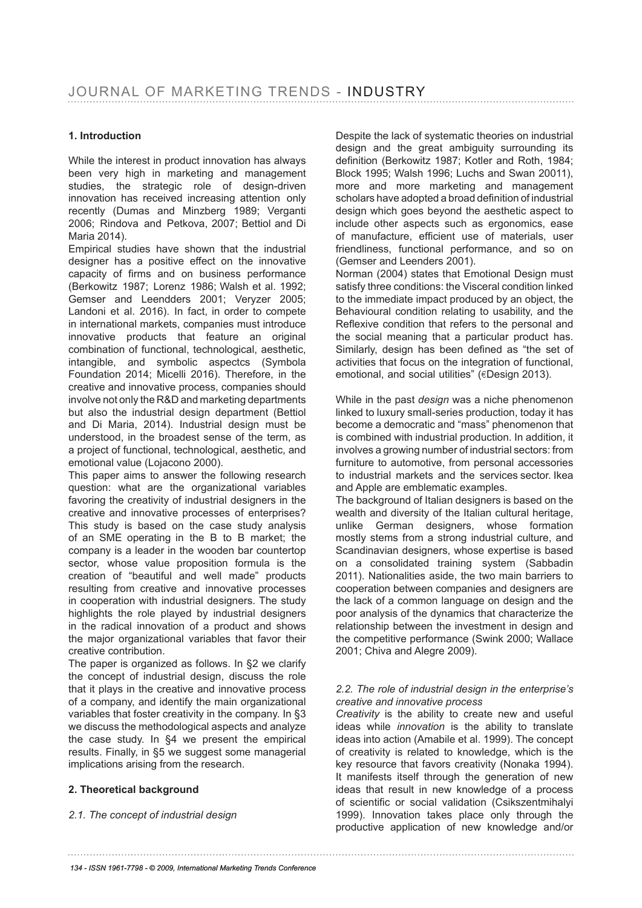## 1. Introduction

While the interest in product innovation has always been very high in marketing and management studies, the strategic role of design-driven innovation has received increasing attention only recently (Dumas and Minzberg 1989; Verganti 2006; Rindova and Petkova, 2007; Bettiol and Di Maria 2014).

Empirical studies have shown that the industrial designer has a positive effect on the innovative capacity of firms and on business performance (Berkowitz 1987; Lorenz 1986; Walsh et al. 1992; Gemser and Leendders 2001; Veryzer 2005; Landoni et al. 2016). In fact, in order to compete in international markets, companies must introduce innovative products that feature an original combination of functional, technological, aesthetic, intangible, and symbolic aspectcs (Symbola Foundation 2014; Micelli 2016). Therefore, in the creative and innovative process, companies should involve not only the R&D and marketing departments but also the industrial design department (Bettiol and Di Maria, 2014). Industrial design must be understood, in the broadest sense of the term, as a project of functional, technological, aesthetic, and emotional value (Lojacono 2000).

This paper aims to answer the following research question: what are the organizational variables favoring the creativity of industrial designers in the creative and innovative processes of enterprises? This study is based on the case study analysis of an SME operating in the B to B market; the company is a leader in the wooden bar countertop sector, whose value proposition formula is the creation of "beautiful and well made" products resulting from creative and innovative processes in cooperation with industrial designers. The study highlights the role played by industrial designers in the radical innovation of a product and shows the major organizational variables that favor their creative contribution.

The paper is organized as follows. In §2 we clarify the concept of industrial design, discuss the role that it plays in the creative and innovative process of a company, and identify the main organizational variables that foster creativity in the company. In §3 we discuss the methodological aspects and analyze the case study. In §4 we present the empirical results. Finally, in §5 we suggest some managerial implications arising from the research.

## 2. Theoretical background

### *2.1. The concept of industrial design*

Despite the lack of systematic theories on industrial design and the great ambiguity surrounding its definition (Berkowitz 1987; Kotler and Roth, 1984; Block 1995; Walsh 1996; Luchs and Swan 20011), more and more marketing and management scholars have adopted a broad definition of industrial design which goes beyond the aesthetic aspect to include other aspects such as ergonomics, ease of manufacture, efficient use of materials, user friendliness, functional performance, and so on (Gemser and Leenders 2001).

Norman (2004) states that Emotional Design must satisfy three conditions: the Visceral condition linked to the immediate impact produced by an object, the Behavioural condition relating to usability, and the Reflexive condition that refers to the personal and the social meaning that a particular product has. Similarly, design has been defined as "the set of activities that focus on the integration of functional, emotional, and social utilities" (€Design 2013).

While in the past *design* was a niche phenomenon linked to luxury small-series production, today it has become a democratic and "mass" phenomenon that is combined with industrial production. In addition, it involves a growing number of industrial sectors: from furniture to automotive, from personal accessories to industrial markets and the services sector. Ikea and Apple are emblematic examples.

The background of Italian designers is based on the wealth and diversity of the Italian cultural heritage, unlike German designers, whose formation mostly stems from a strong industrial culture, and Scandinavian designers, whose expertise is based on a consolidated training system (Sabbadin 2011). Nationalities aside, the two main barriers to cooperation between companies and designers are the lack of a common language on design and the poor analysis of the dynamics that characterize the relationship between the investment in design and the competitive performance (Swink 2000; Wallace 2001; Chiva and Alegre 2009).

### *2.2. The role of industrial design in the enterprise's creative and innovative process*

*Creativity* is the ability to create new and useful ideas while *innovation* is the ability to translate ideas into action (Amabile et al. 1999). The concept of creativity is related to knowledge, which is the key resource that favors creativity (Nonaka 1994). It manifests itself through the generation of new ideas that result in new knowledge of a process of scientific or social validation (Csikszentmihalyi 1999). Innovation takes place only through the productive application of new knowledge and/or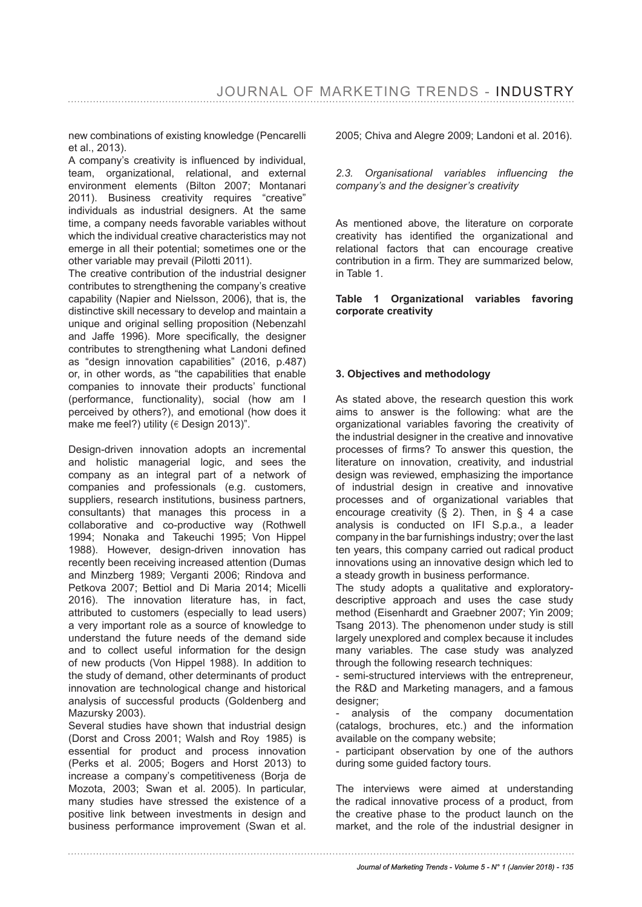new combinations of existing knowledge (Pencarelli et al., 2013).

A company's creativity is influenced by individual, team, organizational, relational, and external environment elements (Bilton 2007; Montanari 2011). Business creativity requires "creative" individuals as industrial designers. At the same time, a company needs favorable variables without which the individual creative characteristics may not emerge in all their potential; sometimes one or the other variable may prevail (Pilotti 2011).

The creative contribution of the industrial designer contributes to strengthening the company's creative capability (Napier and Nielsson, 2006), that is, the distinctive skill necessary to develop and maintain a unique and original selling proposition (Nebenzahl and Jaffe 1996). More specifically, the designer contributes to strengthening what Landoni defined as "design innovation capabilities" (2016, p.487) or, in other words, as "the capabilities that enable companies to innovate their products' functional (performance, functionality), social (how am I perceived by others?), and emotional (how does it make me feel?) utility (€ Design 2013)".

Design-driven innovation adopts an incremental and holistic managerial logic, and sees the company as an integral part of a network of companies and professionals (e.g. customers, suppliers, research institutions, business partners, consultants) that manages this process in a collaborative and co-productive way (Rothwell 1994; Nonaka and Takeuchi 1995; Von Hippel 1988). However, design-driven innovation has recently been receiving increased attention (Dumas and Minzberg 1989; Verganti 2006; Rindova and Petkova 2007; Bettiol and Di Maria 2014; Micelli 2016). The innovation literature has, in fact, attributed to customers (especially to lead users) a very important role as a source of knowledge to understand the future needs of the demand side and to collect useful information for the design of new products (Von Hippel 1988). In addition to the study of demand, other determinants of product innovation are technological change and historical analysis of successful products (Goldenberg and Mazursky 2003).

Several studies have shown that industrial design (Dorst and Cross 2001; Walsh and Roy 1985) is essential for product and process innovation (Perks et al. 2005; Bogers and Horst 2013) to increase a company's competitiveness (Borja de Mozota, 2003; Swan et al. 2005). In particular, many studies have stressed the existence of a positive link between investments in design and business performance improvement (Swan et al. 2005; Chiva and Alegre 2009; Landoni et al. 2016).

### *2.3. Organisational variables influencing the company's and the designer's creativity*

As mentioned above, the literature on corporate creativity has identified the organizational and relational factors that can encourage creative contribution in a firm. They are summarized below, in Table 1.

**Table 1 Organizational variables favoring corporate creativity**

## 3. Objectives and methodology

As stated above, the research question this work aims to answer is the following: what are the organizational variables favoring the creativity of the industrial designer in the creative and innovative processes of firms? To answer this question, the literature on innovation, creativity, and industrial design was reviewed, emphasizing the importance of industrial design in creative and innovative processes and of organizational variables that encourage creativity (§ 2). Then, in § 4 a case analysis is conducted on IFI S.p.a., a leader company in the bar furnishings industry; over the last ten years, this company carried out radical product innovations using an innovative design which led to a steady growth in business performance.

The study adopts a qualitative and exploratory-descriptive approach and uses the case study method (Eisenhardt and Graebner 2007; Yin 2009; Tsang 2013). The phenomenon under study is still largely unexplored and complex because it includes many variables. The case study was analyzed through the following research techniques:

- semi-structured interviews with the entrepreneur, the R&D and Marketing managers, and a famous designer;
- analysis of the company documentation (catalogs, brochures, etc.) and the information available on the company website;
- participant observation by one of the authors during some guided factory tours.

The interviews were aimed at understanding the radical innovative process of a product, from the creative phase to the product launch on the market, and the role of the industrial designer in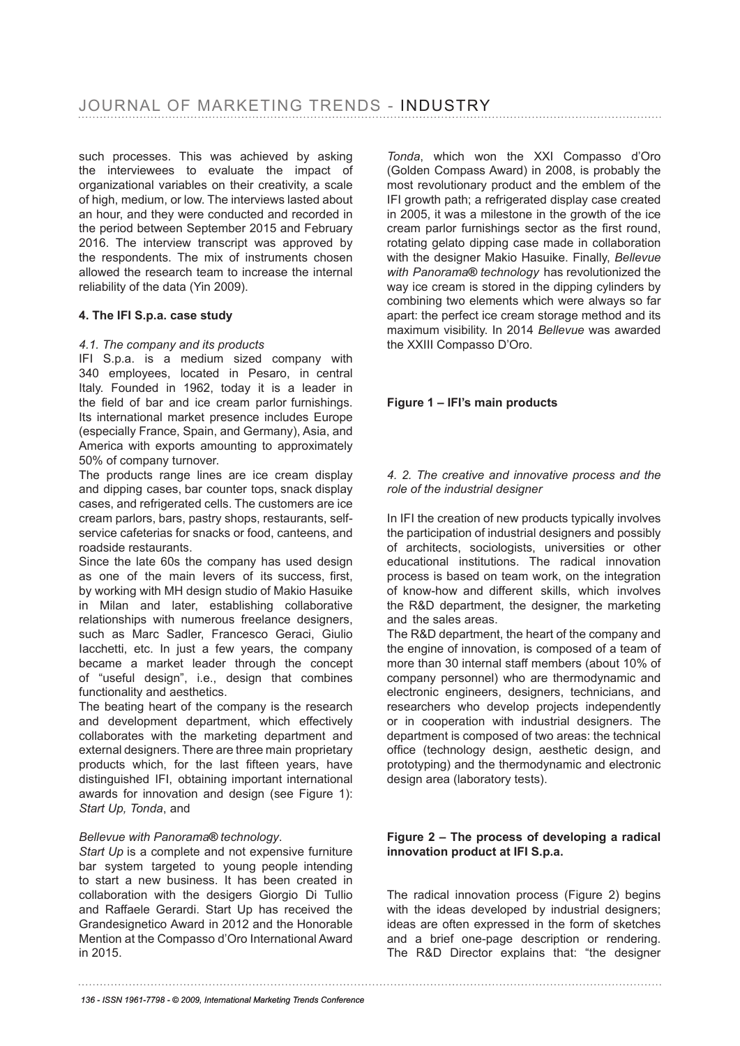such processes. This was achieved by asking the interviewees to evaluate the impact of organizational variables on their creativity, a scale of high, medium, or low. The interviews lasted about an hour, and they were conducted and recorded in the period between September 2015 and February 2016. The interview transcript was approved by the respondents. The mix of instruments chosen allowed the research team to increase the internal reliability of the data (Yin 2009).

## 4. The IFI S.p.a. case study

### *4.1. The company and its products*

IFI S.p.a. is a medium sized company with 340 employees, located in Pesaro, in central Italy. Founded in 1962, today it is a leader in the field of bar and ice cream parlor furnishings. Its international market presence includes Europe (especially France, Spain, and Germany), Asia, and America with exports amounting to approximately 50% of company turnover.

The products range lines are ice cream display and dipping cases, bar counter tops, snack display cases, and refrigerated cells. The customers are ice cream parlors, bars, pastry shops, restaurants, self-service cafeterias for snacks or food, canteens, and roadside restaurants.

Since the late 60s the company has used design as one of the main levers of its success, first, by working with MH design studio of Makio Hasuike in Milan and later, establishing collaborative relationships with numerous freelance designers, such as Marc Sadler, Francesco Geraci, Giulio Iacchetti, etc. In just a few years, the company became a market leader through the concept of "useful design", i.e., design that combines functionality and aesthetics.

The beating heart of the company is the research and development department, which effectively collaborates with the marketing department and external designers. There are three main proprietary products which, for the last fifteen years, have distinguished IFI, obtaining important international awards for innovation and design (see Figure 1): *Start Up, Tonda*, and *Bellevue with Panorama® technology*.

*Start Up* is a complete and not expensive furniture bar system targeted to young people intending to start a new business. It has been created in collaboration with the desigers Giorgio Di Tullio and Raffaele Gerardi. Start Up has received the Grandesignetico Award in 2012 and the Honorable Mention at the Compasso d'Oro International Award in 2015.

*Tonda*, which won the XXI Compasso d'Oro (Golden Compass Award) in 2008, is probably the most revolutionary product and the emblem of the IFI growth path; a refrigerated display case created in 2005, it was a milestone in the growth of the ice cream parlor furnishings sector as the first round, rotating gelato dipping case made in collaboration with the designer Makio Hasuike. Finally, *Bellevue with Panorama® technology* has revolutionized the way ice cream is stored in the dipping cylinders by combining two elements which were always so far apart: the perfect ice cream storage method and its maximum visibility. In 2014 *Bellevue* was awarded the XXIII Compasso D'Oro.

**Figure 1 – IFI's main products**

### *4. 2. The creative and innovative process and the role of the industrial designer*

In IFI the creation of new products typically involves the participation of industrial designers and possibly of architects, sociologists, universities or other educational institutions. The radical innovation process is based on team work, on the integration of know-how and different skills, which involves the R&D department, the designer, the marketing and the sales areas.

The R&D department, the heart of the company and the engine of innovation, is composed of a team of more than 30 internal staff members (about 10% of company personnel) who are thermodynamic and electronic engineers, designers, technicians, and researchers who develop projects independently or in cooperation with industrial designers. The department is composed of two areas: the technical office (technology design, aesthetic design, and prototyping) and the thermodynamic and electronic design area (laboratory tests).

**Figure 2 – The process of developing a radical innovation product at IFI S.p.a.**

The radical innovation process (Figure 2) begins with the ideas developed by industrial designers; ideas are often expressed in the form of sketches and a brief one-page description or rendering. The R&D Director explains that: "the designer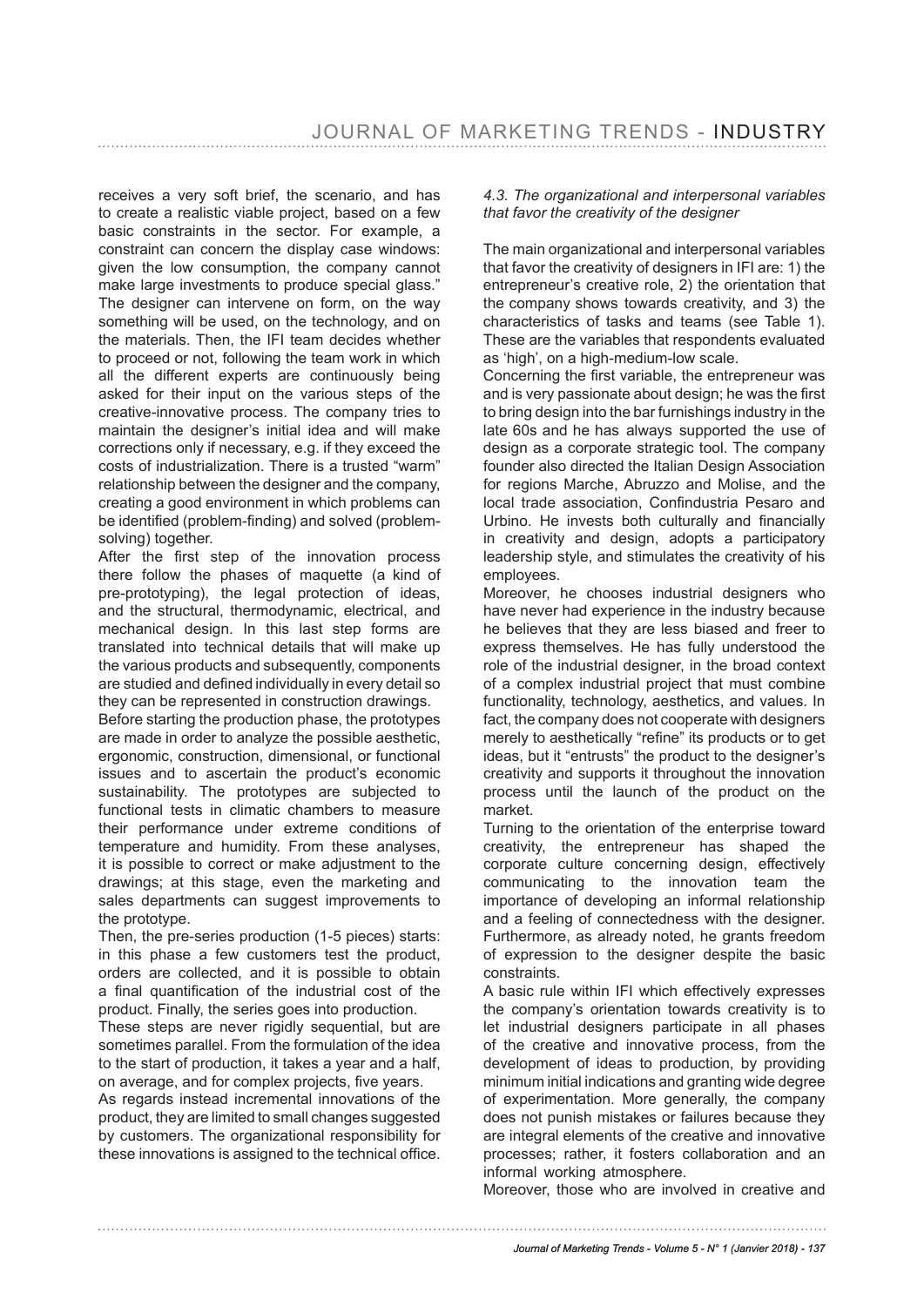receives a very soft brief, the scenario, and has to create a realistic viable project, based on a few basic constraints in the sector. For example, a constraint can concern the display case windows: given the low consumption, the company cannot make large investments to produce special glass." The designer can intervene on form, on the way something will be used, on the technology, and on the materials. Then, the IFI team decides whether to proceed or not, following the team work in which all the different experts are continuously being asked for their input on the various steps of the creative-innovative process. The company tries to maintain the designer's initial idea and will make corrections only if necessary, e.g. if they exceed the costs of industrialization. There is a trusted "warm" relationship between the designer and the company, creating a good environment in which problems can be identified (problem-finding) and solved (problem-solving) together.

After the first step of the innovation process there follow the phases of maquette (a kind of pre-prototyping), the legal protection of ideas, and the structural, thermodynamic, electrical, and mechanical design. In this last step forms are translated into technical details that will make up the various products and subsequently, components are studied and defined individually in every detail so they can be represented in construction drawings.

Before starting the production phase, the prototypes are made in order to analyze the possible aesthetic, ergonomic, construction, dimensional, or functional issues and to ascertain the product's economic sustainability. The prototypes are subjected to functional tests in climatic chambers to measure their performance under extreme conditions of temperature and humidity. From these analyses, it is possible to correct or make adjustment to the drawings; at this stage, even the marketing and sales departments can suggest improvements to the prototype.

Then, the pre-series production (1-5 pieces) starts: in this phase a few customers test the product, orders are collected, and it is possible to obtain a final quantification of the industrial cost of the product. Finally, the series goes into production.

These steps are never rigidly sequential, but are sometimes parallel. From the formulation of the idea to the start of production, it takes a year and a half, on average, and for complex projects, five years.

As regards instead incremental innovations of the product, they are limited to small changes suggested by customers. The organizational responsibility for these innovations is assigned to the technical office.

*4.3. The organizational and interpersonal variables that favor the creativity of the designer*

The main organizational and interpersonal variables that favor the creativity of designers in IFI are: 1) the entrepreneur's creative role, 2) the orientation that the company shows towards creativity, and 3) the characteristics of tasks and teams (see Table 1). These are the variables that respondents evaluated as 'high', on a high-medium-low scale.

Concerning the first variable, the entrepreneur was and is very passionate about design; he was the first to bring design into the bar furnishings industry in the late 60s and he has always supported the use of design as a corporate strategic tool. The company founder also directed the Italian Design Association for regions Marche, Abruzzo and Molise, and the local trade association, Confindustria Pesaro and Urbino. He invests both culturally and financially in creativity and design, adopts a participatory leadership style, and stimulates the creativity of his employees.

Moreover, he chooses industrial designers who have never had experience in the industry because he believes that they are less biased and freer to express themselves. He has fully understood the role of the industrial designer, in the broad context of a complex industrial project that must combine functionality, technology, aesthetics, and values. In fact, the company does not cooperate with designers merely to aesthetically "refine" its products or to get ideas, but it "entrusts" the product to the designer's creativity and supports it throughout the innovation process until the launch of the product on the market.

Turning to the orientation of the enterprise toward creativity, the entrepreneur has shaped the corporate culture concerning design, effectively communicating to the innovation team the importance of developing an informal relationship and a feeling of connectedness with the designer. Furthermore, as already noted, he grants freedom of expression to the designer despite the basic constraints.

A basic rule within IFI which effectively expresses the company's orientation towards creativity is to let industrial designers participate in all phases of the creative and innovative process, from the development of ideas to production, by providing minimum initial indications and granting wide degree of experimentation. More generally, the company does not punish mistakes or failures because they are integral elements of the creative and innovative processes; rather, it fosters collaboration and an informal working atmosphere.

Moreover, those who are involved in creative and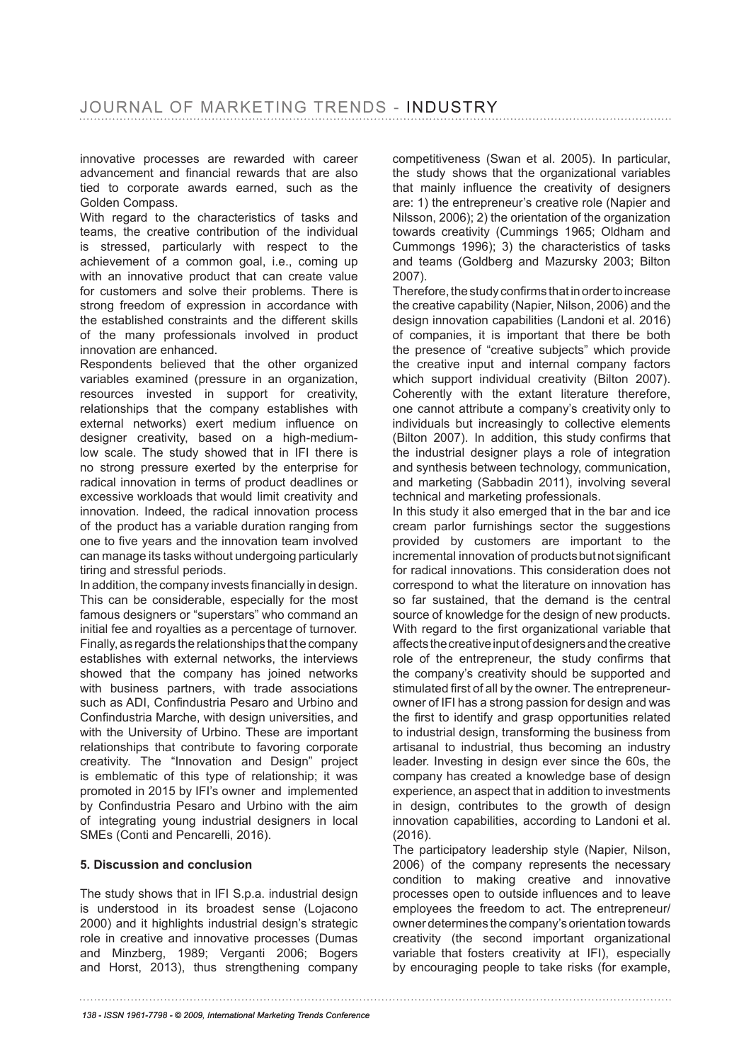innovative processes are rewarded with career advancement and financial rewards that are also tied to corporate awards earned, such as the Golden Compass.

With regard to the characteristics of tasks and teams, the creative contribution of the individual is stressed, particularly with respect to the achievement of a common goal, i.e., coming up with an innovative product that can create value for customers and solve their problems. There is strong freedom of expression in accordance with the established constraints and the different skills of the many professionals involved in product innovation are enhanced.

Respondents believed that the other organized variables examined (pressure in an organization, resources invested in support for creativity, relationships that the company establishes with external networks) exert medium influence on designer creativity, based on a high-medium-low scale. The study showed that in IFI there is no strong pressure exerted by the enterprise for radical innovation in terms of product deadlines or excessive workloads that would limit creativity and innovation. Indeed, the radical innovation process of the product has a variable duration ranging from one to five years and the innovation team involved can manage its tasks without undergoing particularly tiring and stressful periods.

In addition, the company invests financially in design. This can be considerable, especially for the most famous designers or "superstars" who command an initial fee and royalties as a percentage of turnover. Finally, as regards the relationships that the company establishes with external networks, the interviews showed that the company has joined networks with business partners, with trade associations such as ADI, Confindustria Pesaro and Urbino and Confindustria Marche, with design universities, and with the University of Urbino. These are important relationships that contribute to favoring corporate creativity. The "Innovation and Design" project is emblematic of this type of relationship; it was promoted in 2015 by IFI's owner and implemented by Confindustria Pesaro and Urbino with the aim of integrating young industrial designers in local SMEs (Conti and Pencarelli, 2016).

**5. Discussion and conclusion**

The study shows that in IFI S.p.a. industrial design is understood in its broadest sense (Lojacono 2000) and it highlights industrial design's strategic role in creative and innovative processes (Dumas and Minzberg, 1989; Verganti 2006; Bogers and Horst, 2013), thus strengthening company competitiveness (Swan et al. 2005). In particular, the study shows that the organizational variables that mainly influence the creativity of designers are: 1) the entrepreneur's creative role (Napier and Nilsson, 2006); 2) the orientation of the organization towards creativity (Cummings 1965; Oldham and Cummongs 1996); 3) the characteristics of tasks and teams (Goldberg and Mazursky 2003; Bilton 2007).

Therefore, the study confirms that in order to increase the creative capability (Napier, Nilson, 2006) and the design innovation capabilities (Landoni et al. 2016) of companies, it is important that there be both the presence of "creative subjects" which provide the creative input and internal company factors which support individual creativity (Bilton 2007). Coherently with the extant literature therefore, one cannot attribute a company's creativity only to individuals but increasingly to collective elements (Bilton 2007). In addition, this study confirms that the industrial designer plays a role of integration and synthesis between technology, communication, and marketing (Sabbadin 2011), involving several technical and marketing professionals.

In this study it also emerged that in the bar and ice cream parlor furnishings sector the suggestions provided by customers are important to the incremental innovation of products but not significant for radical innovations. This consideration does not correspond to what the literature on innovation has so far sustained, that the demand is the central source of knowledge for the design of new products. With regard to the first organizational variable that affects the creative input of designers and the creative role of the entrepreneur, the study confirms that the company's creativity should be supported and stimulated first of all by the owner. The entrepreneur-owner of IFI has a strong passion for design and was the first to identify and grasp opportunities related to industrial design, transforming the business from artisanal to industrial, thus becoming an industry leader. Investing in design ever since the 60s, the company has created a knowledge base of design experience, an aspect that in addition to investments in design, contributes to the growth of design innovation capabilities, according to Landoni et al. (2016).

The participatory leadership style (Napier, Nilson, 2006) of the company represents the necessary condition to making creative and innovative processes open to outside influences and to leave employees the freedom to act. The entrepreneur/owner determines the company's orientation towards creativity (the second important organizational variable that fosters creativity at IFI), especially by encouraging people to take risks (for example,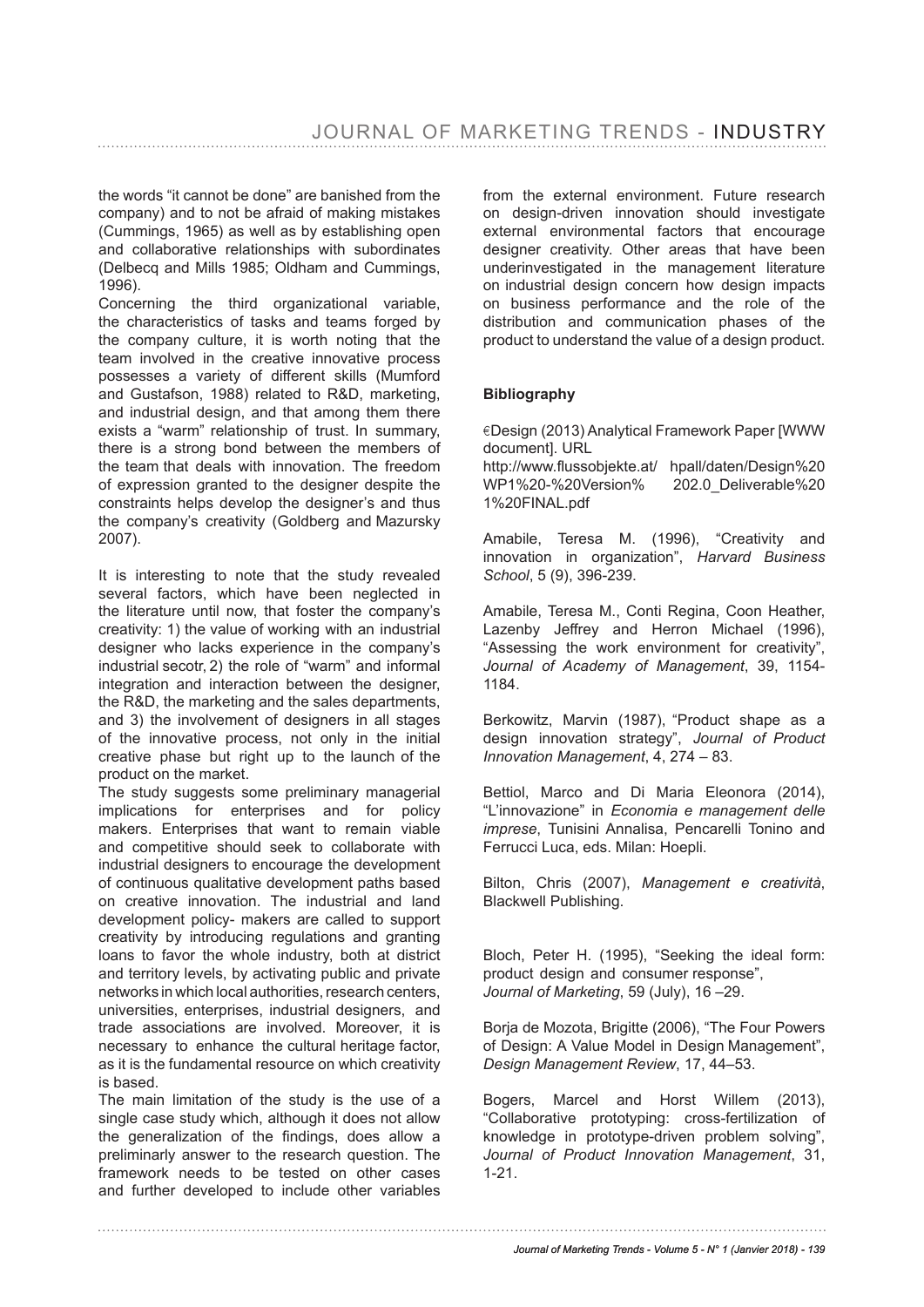the words "it cannot be done" are banished from the company) and to not be afraid of making mistakes (Cummings, 1965) as well as by establishing open and collaborative relationships with subordinates (Delbecq and Mills 1985; Oldham and Cummings, 1996).

Concerning the third organizational variable, the characteristics of tasks and teams forged by the company culture, it is worth noting that the team involved in the creative innovative process possesses a variety of different skills (Mumford and Gustafson, 1988) related to R&D, marketing, and industrial design, and that among them there exists a "warm" relationship of trust. In summary, there is a strong bond between the members of the team that deals with innovation. The freedom of expression granted to the designer despite the constraints helps develop the designer's and thus the company's creativity (Goldberg and Mazursky 2007).

It is interesting to note that the study revealed several factors, which have been neglected in the literature until now, that foster the company's creativity: 1) the value of working with an industrial designer who lacks experience in the company's industrial secotr, 2) the role of "warm" and informal integration and interaction between the designer, the R&D, the marketing and the sales departments, and 3) the involvement of designers in all stages of the innovative process, not only in the initial creative phase but right up to the launch of the product on the market.

The study suggests some preliminary managerial implications for enterprises and for policy makers. Enterprises that want to remain viable and competitive should seek to collaborate with industrial designers to encourage the development of continuous qualitative development paths based on creative innovation. The industrial and land development policy- makers are called to support creativity by introducing regulations and granting loans to favor the whole industry, both at district and territory levels, by activating public and private networks in which local authorities, research centers, universities, enterprises, industrial designers, and trade associations are involved. Moreover, it is necessary to enhance the cultural heritage factor, as it is the fundamental resource on which creativity is based.

The main limitation of the study is the use of a single case study which, although it does not allow the generalization of the findings, does allow a preliminarly answer to the research question. The framework needs to be tested on other cases and further developed to include other variables from the external environment. Future research on design-driven innovation should investigate external environmental factors that encourage designer creativity. Other areas that have been underinvestigated in the management literature on industrial design concern how design impacts on business performance and the role of the distribution and communication phases of the product to understand the value of a design product.

**Bibliography**

€Design (2013) Analytical Framework Paper [WWW document]. URL http://www.flussobjekte.at/ hpall/daten/Design%20 WP1%20-%20Version% 202.0_Deliverable%20 1%20FINAL.pdf

Amabile, Teresa M. (1996), "Creativity and innovation in organization", *Harvard Business School*, 5 (9), 396-239.

Amabile, Teresa M., Conti Regina, Coon Heather, Lazenby Jeffrey and Herron Michael (1996), "Assessing the work environment for creativity", *Journal of Academy of Management*, 39, 1154-1184.

Berkowitz, Marvin (1987), "Product shape as a design innovation strategy", *Journal of Product Innovation Management*, 4, 274 – 83.

Bettiol, Marco and Di Maria Eleonora (2014), "L'innovazione" in *Economia e management delle imprese*, Tunisini Annalisa, Pencarelli Tonino and Ferrucci Luca, eds. Milan: Hoepli.

Bilton, Chris (2007), *Management e creatività*, Blackwell Publishing.

Bloch, Peter H. (1995), "Seeking the ideal form: product design and consumer response", *Journal of Marketing*, 59 (July), 16 –29.

Borja de Mozota, Brigitte (2006), "The Four Powers of Design: A Value Model in Design Management", *Design Management Review*, 17, 44–53.

Bogers, Marcel and Horst Willem (2013), "Collaborative prototyping: cross-fertilization of knowledge in prototype-driven problem solving", *Journal of Product Innovation Management*, 31, 1-21.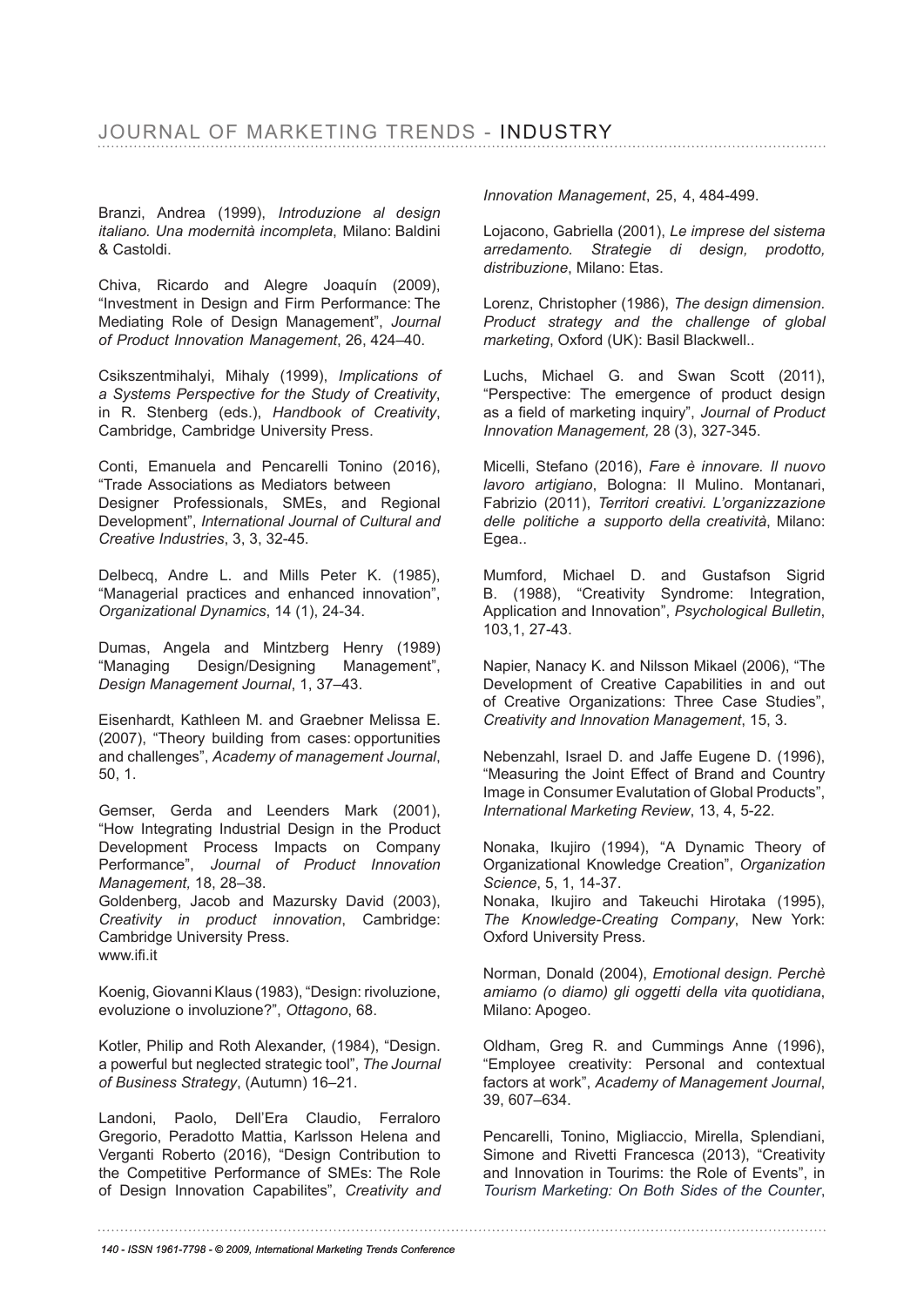Branzi, Andrea (1999), *Introduzione al design italiano. Una modernità incompleta*, Milano: Baldini & Castoldi.

Chiva, Ricardo and Alegre Joaquín (2009), "Investment in Design and Firm Performance: The Mediating Role of Design Management", *Journal of Product Innovation Management*, 26, 424–40.

Csikszentmihalyi, Mihaly (1999), *Implications of a Systems Perspective for the Study of Creativity*, in R. Stenberg (eds.), *Handbook of Creativity*, Cambridge, Cambridge University Press.

Conti, Emanuela and Pencarelli Tonino (2016), "Trade Associations as Mediators between Designer Professionals, SMEs, and Regional Development", *International Journal of Cultural and Creative Industries*, 3, 3, 32-45.

Delbecq, Andre L. and Mills Peter K. (1985), "Managerial practices and enhanced innovation", *Organizational Dynamics*, 14 (1), 24-34.

Dumas, Angela and Mintzberg Henry (1989) "Managing Design/Designing Management", *Design Management Journal*, 1, 37–43.

Eisenhardt, Kathleen M. and Graebner Melissa E. (2007), "Theory building from cases: opportunities and challenges", *Academy of management Journal*, 50, 1.

Gemser, Gerda and Leenders Mark (2001), "How Integrating Industrial Design in the Product Development Process Impacts on Company Performance", *Journal of Product Innovation Management,* 18, 28–38.

Goldenberg, Jacob and Mazursky David (2003), *Creativity in product innovation*, Cambridge: Cambridge University Press.

www.ifi.it

Koenig, Giovanni Klaus (1983), "Design: rivoluzione, evoluzione o involuzione?", *Ottagono*, 68.

Kotler, Philip and Roth Alexander, (1984), "Design. a powerful but neglected strategic tool", *The Journal of Business Strategy*, (Autumn) 16–21.

Landoni, Paolo, Dell'Era Claudio, Ferraloro Gregorio, Peradotto Mattia, Karlsson Helena and Verganti Roberto (2016), "Design Contribution to the Competitive Performance of SMEs: The Role of Design Innovation Capabilites", *Creativity and Innovation Management*, 25, 4, 484-499.

Lojacono, Gabriella (2001), *Le imprese del sistema arredamento. Strategie di design, prodotto, distribuzione*, Milano: Etas.

Lorenz, Christopher (1986), *The design dimension. Product strategy and the challenge of global marketing*, Oxford (UK): Basil Blackwell..

Luchs, Michael G. and Swan Scott (2011), "Perspective: The emergence of product design as a field of marketing inquiry", *Journal of Product Innovation Management,* 28 (3), 327-345.

Micelli, Stefano (2016), *Fare è innovare. Il nuovo lavoro artigiano*, Bologna: Il Mulino. Montanari, Fabrizio (2011), *Territori creativi. L'organizzazione delle politiche a supporto della creatività*, Milano: Egea..

Mumford, Michael D. and Gustafson Sigrid B. (1988), "Creativity Syndrome: Integration, Application and Innovation", *Psychological Bulletin*, 103,1, 27-43.

Napier, Nanacy K. and Nilsson Mikael (2006), "The Development of Creative Capabilities in and out of Creative Organizations: Three Case Studies", *Creativity and Innovation Management*, 15, 3.

Nebenzahl, Israel D. and Jaffe Eugene D. (1996), "Measuring the Joint Effect of Brand and Country Image in Consumer Evalutation of Global Products", *International Marketing Review*, 13, 4, 5-22.

Nonaka, Ikujiro (1994), "A Dynamic Theory of Organizational Knowledge Creation", *Organization Science*, 5, 1, 14-37.

Nonaka, Ikujiro and Takeuchi Hirotaka (1995), *The Knowledge-Creating Company*, New York: Oxford University Press.

Norman, Donald (2004), *Emotional design. Perchè amiamo (o diamo) gli oggetti della vita quotidiana*, Milano: Apogeo.

Oldham, Greg R. and Cummings Anne (1996), "Employee creativity: Personal and contextual factors at work", *Academy of Management Journal*, 39, 607–634.

Pencarelli, Tonino, Migliaccio, Mirella, Splendiani, Simone and Rivetti Francesca (2013), "Creativity and Innovation in Tourims: the Role of Events", in *Tourism Marketing: On Both Sides of the Counter*,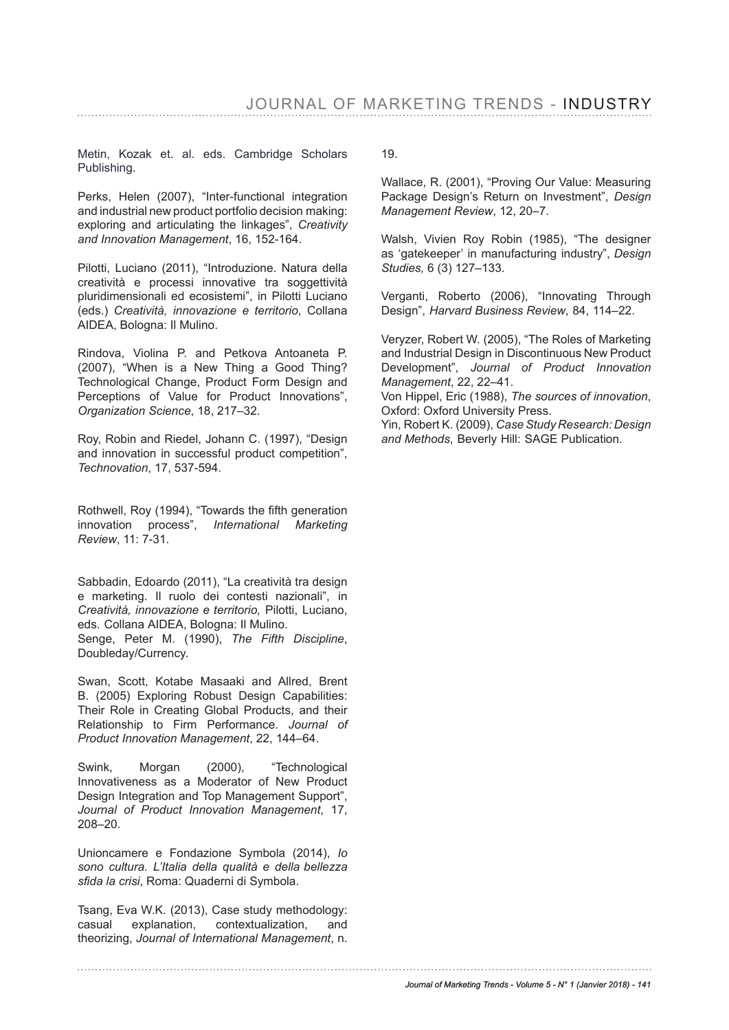Metin, Kozak et. al. eds. Cambridge Scholars Publishing.

Perks, Helen (2007), "Inter-functional integration and industrial new product portfolio decision making: exploring and articulating the linkages", *Creativity and Innovation Management*, 16, 152-164.

Pilotti, Luciano (2011), "Introduzione. Natura della creatività e processi innovative tra soggettività pluridimensionali ed ecosistemi", in Pilotti Luciano (eds.) *Creatività, innovazione e territorio*, Collana AIDEA, Bologna: Il Mulino.

Rindova, Violina P. and Petkova Antoaneta P. (2007), "When is a New Thing a Good Thing? Technological Change, Product Form Design and Perceptions of Value for Product Innovations", *Organization Science*, 18, 217–32.

Roy, Robin and Riedel, Johann C. (1997), "Design and innovation in successful product competition", *Technovation*, 17, 537-594.

Rothwell, Roy (1994), "Towards the fifth generation innovation process", *International Marketing Review*, 11: 7-31.

Sabbadin, Edoardo (2011), "La creatività tra design e marketing. Il ruolo dei contesti nazionali", in *Creatività, innovazione e territorio,* Pilotti, Luciano, eds. Collana AIDEA, Bologna: Il Mulino.
Senge, Peter M. (1990), *The Fifth Discipline*, Doubleday/Currency.

Swan, Scott, Kotabe Masaaki and Allred, Brent B. (2005) Exploring Robust Design Capabilities: Their Role in Creating Global Products, and their Relationship to Firm Performance. *Journal of Product Innovation Management*, 22, 144–64.

Swink, Morgan (2000), "Technological Innovativeness as a Moderator of New Product Design Integration and Top Management Support", *Journal of Product Innovation Management*, 17, 208–20.

Unioncamere e Fondazione Symbola (2014), *Io sono cultura. L'Italia della qualità e della bellezza sfida la crisi*, Roma: Quaderni di Symbola.

Tsang, Eva W.K. (2013), Case study methodology: casual explanation, contextualization, and theorizing, *Journal of International Management*, n. 19.

Wallace, R. (2001), "Proving Our Value: Measuring Package Design's Return on Investment", *Design Management Review*, 12, 20–7.

Walsh, Vivien Roy Robin (1985), "The designer as 'gatekeeper' in manufacturing industry", *Design Studies,* 6 (3) 127–133.

Verganti, Roberto (2006), "Innovating Through Design", *Harvard Business Review*, 84, 114–22.

Veryzer, Robert W. (2005), "The Roles of Marketing and Industrial Design in Discontinuous New Product Development", *Journal of Product Innovation Management*, 22, 22–41.
Von Hippel, Eric (1988), *The sources of innovation*, Oxford: Oxford University Press.
Yin, Robert K. (2009), *Case Study Research: Design and Methods*, Beverly Hill: SAGE Publication.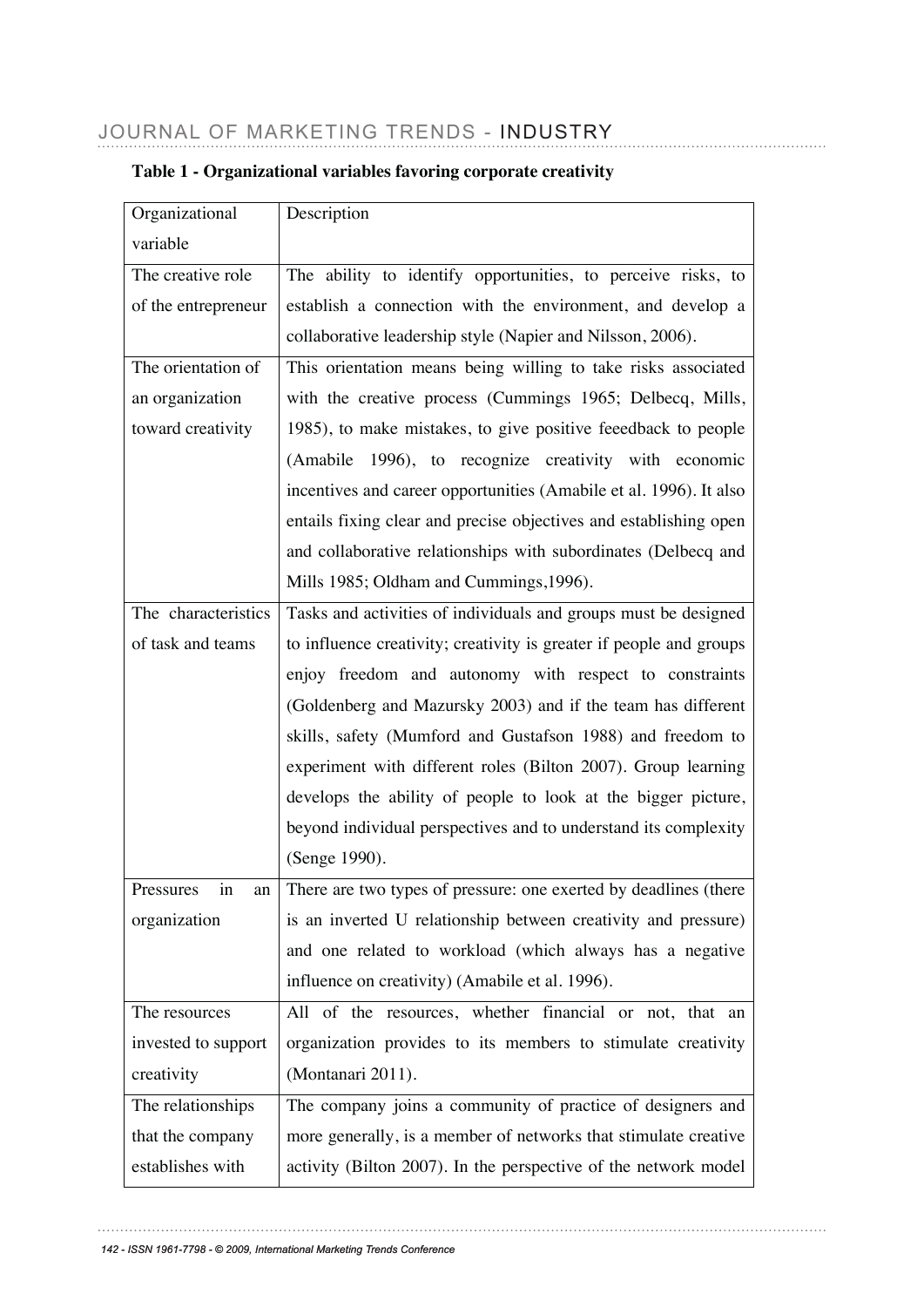**Table 1 - Organizational variables favoring corporate creativity**

| Organizational variable | Description |
|---|---|
| The creative role of the entrepreneur | The ability to identify opportunities, to perceive risks, to establish a connection with the environment, and develop a collaborative leadership style (Napier and Nilsson, 2006). |
| The orientation of an organization toward creativity | This orientation means being willing to take risks associated with the creative process (Cummings 1965; Delbecq, Mills, 1985), to make mistakes, to give positive feeedback to people (Amabile 1996), to recognize creativity with economic incentives and career opportunities (Amabile et al. 1996). It also entails fixing clear and precise objectives and establishing open and collaborative relationships with subordinates (Delbecq and Mills 1985; Oldham and Cummings,1996). |
| The characteristics of task and teams | Tasks and activities of individuals and groups must be designed to influence creativity; creativity is greater if people and groups enjoy freedom and autonomy with respect to constraints (Goldenberg and Mazursky 2003) and if the team has different skills, safety (Mumford and Gustafson 1988) and freedom to experiment with different roles (Bilton 2007). Group learning develops the ability of people to look at the bigger picture, beyond individual perspectives and to understand its complexity (Senge 1990). |
| Pressures in an organization | There are two types of pressure: one exerted by deadlines (there is an inverted U relationship between creativity and pressure) and one related to workload (which always has a negative influence on creativity) (Amabile et al. 1996). |
| The resources invested to support creativity | All of the resources, whether financial or not, that an organization provides to its members to stimulate creativity (Montanari 2011). |
| The relationships that the company establishes with | The company joins a community of practice of designers and more generally, is a member of networks that stimulate creative activity (Bilton 2007). In the perspective of the network model |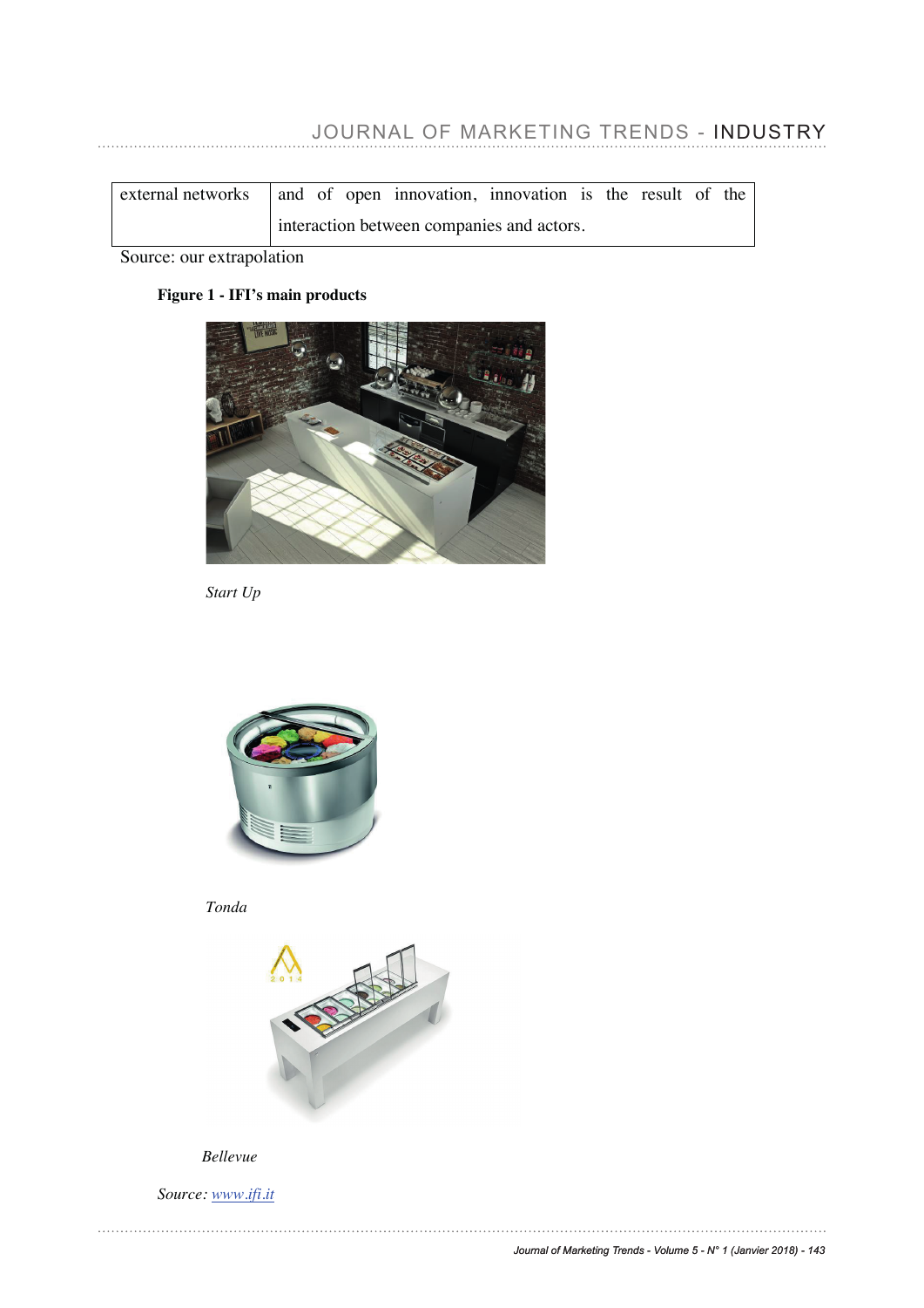| external networks | and of open innovation, innovation is the result of the interaction between companies and actors. |
|---|---|

Source: our extrapolation

**Figure 1 - IFI's main products**

*Start Up*

*Tonda*

*Bellevue*

*Source:* [www.ifi.it](http://www.ifi.it)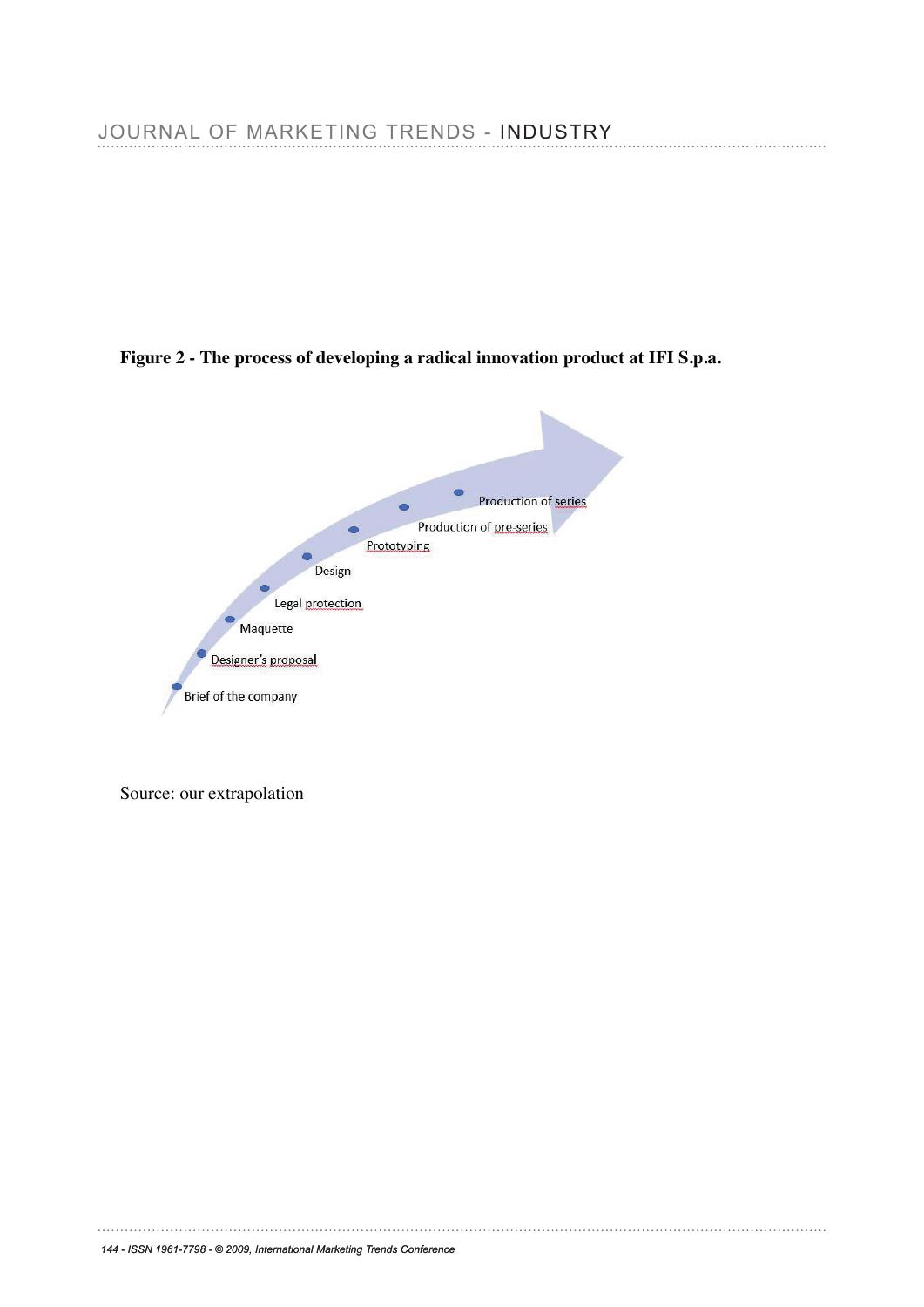**Figure 2 - The process of developing a radical innovation product at IFI S.p.a.**

Production of series

Production of pre-series

Prototyping

Design

Legal protection

Maquette

Designer's proposal

Brief of the company

Source: our extrapolation